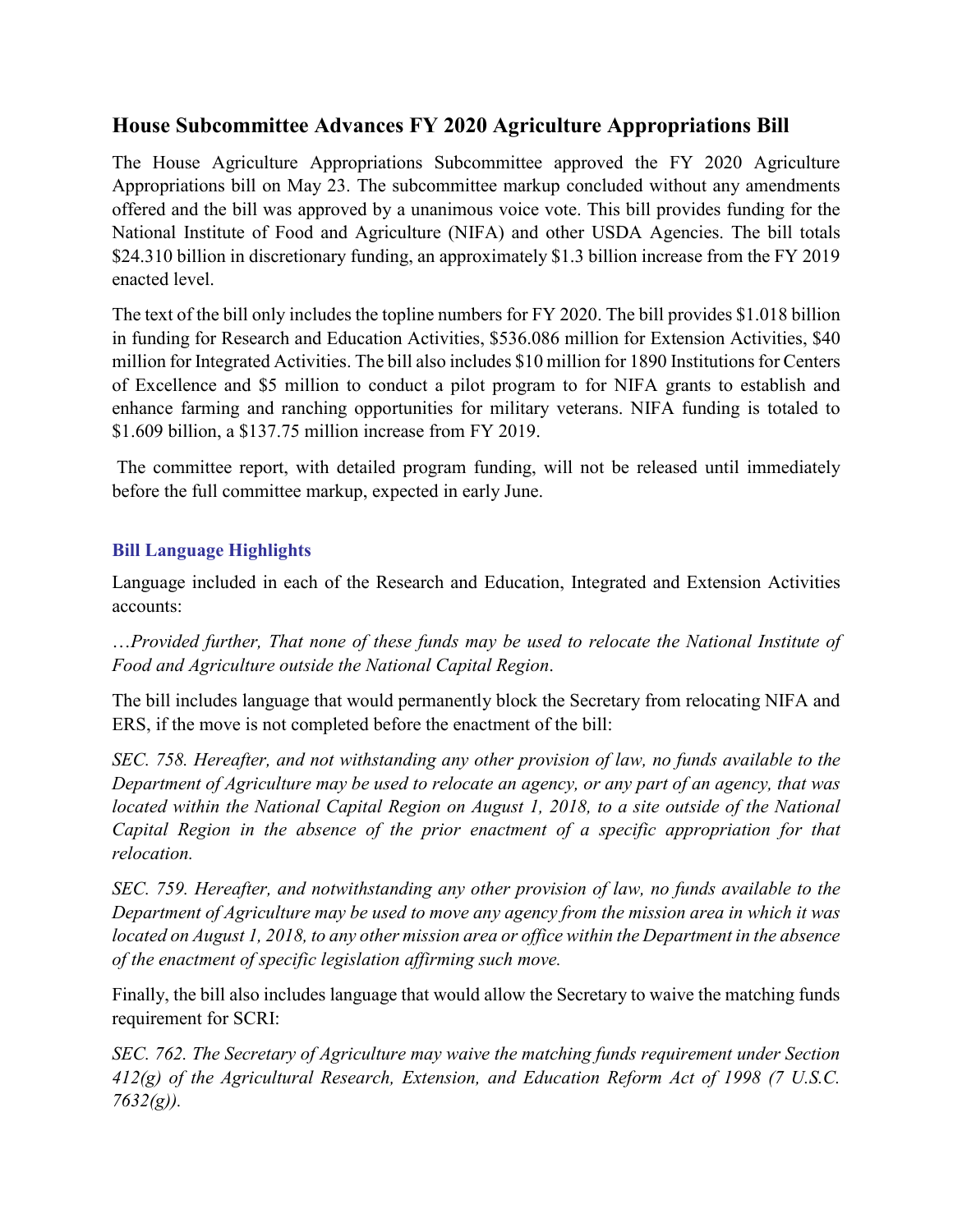## House Subcommittee Advances FY 2020 Agriculture Appropriations Bill

The House Agriculture Appropriations Subcommittee approved the FY 2020 Agriculture Appropriations bill on May 23. The subcommittee markup concluded without any amendments offered and the bill was approved by a unanimous voice vote. This bill provides funding for the National Institute of Food and Agriculture (NIFA) and other USDA Agencies. The bill totals $24.310 billion in discretionary funding, an approximately $1.3 billion increase from the FY 2019 enacted level.

The text of the bill only includes the topline numbers for FY 2020. The bill provides $1.018 billion in funding for Research and Education Activities, $536.086 million for Extension Activities, $40 million for Integrated Activities. The bill also includes $10 million for 1890 Institutions for Centers of Excellence and $5 million to conduct a pilot program to for NIFA grants to establish and enhance farming and ranching opportunities for military veterans. NIFA funding is totaled to $1.609 billion, a $137.75 million increase from FY 2019.

The committee report, with detailed program funding, will not be released until immediately before the full committee markup, expected in early June.

### Bill Language Highlights

Language included in each of the Research and Education, Integrated and Extension Activities accounts:

*…Provided further, That none of these funds may be used to relocate the National Institute of Food and Agriculture outside the National Capital Region*.

The bill includes language that would permanently block the Secretary from relocating NIFA and ERS, if the move is not completed before the enactment of the bill:

*SEC. 758. Hereafter, and not withstanding any other provision of law, no funds available to the Department of Agriculture may be used to relocate an agency, or any part of an agency, that was located within the National Capital Region on August 1, 2018, to a site outside of the National Capital Region in the absence of the prior enactment of a specific appropriation for that relocation.*

*SEC. 759. Hereafter, and notwithstanding any other provision of law, no funds available to the Department of Agriculture may be used to move any agency from the mission area in which it was located on August 1, 2018, to any other mission area or office within the Department in the absence of the enactment of specific legislation affirming such move.*

Finally, the bill also includes language that would allow the Secretary to waive the matching funds requirement for SCRI:

*SEC. 762. The Secretary of Agriculture may waive the matching funds requirement under Section 412(g) of the Agricultural Research, Extension, and Education Reform Act of 1998 (7 U.S.C. 7632(g)).*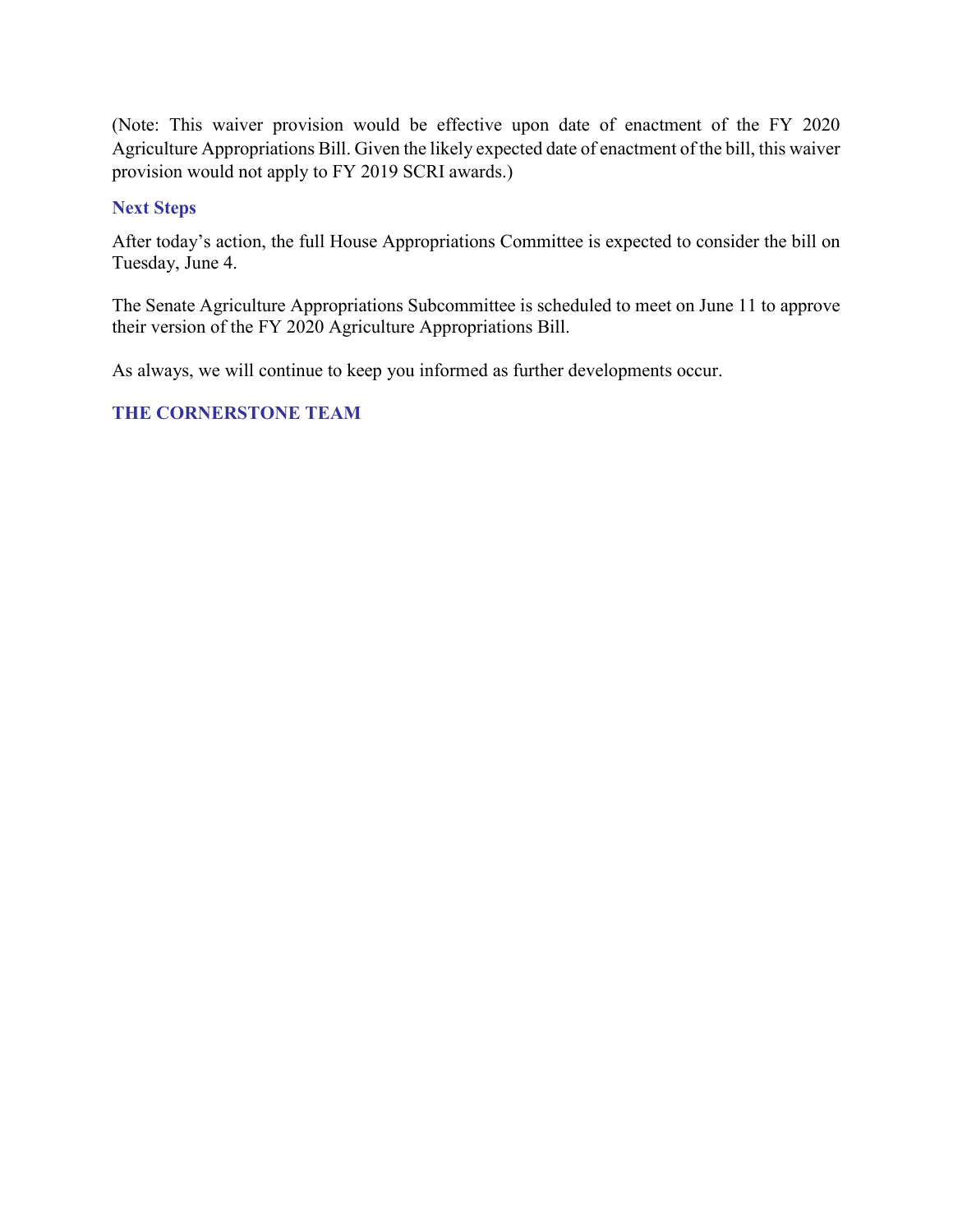(Note: This waiver provision would be effective upon date of enactment of the FY 2020 Agriculture Appropriations Bill. Given the likely expected date of enactment of the bill, this waiver provision would not apply to FY 2019 SCRI awards.)

## Next Steps

After today's action, the full House Appropriations Committee is expected to consider the bill on Tuesday, June 4.

The Senate Agriculture Appropriations Subcommittee is scheduled to meet on June 11 to approve their version of the FY 2020 Agriculture Appropriations Bill.

As always, we will continue to keep you informed as further developments occur.

**THE CORNERSTONE TEAM**